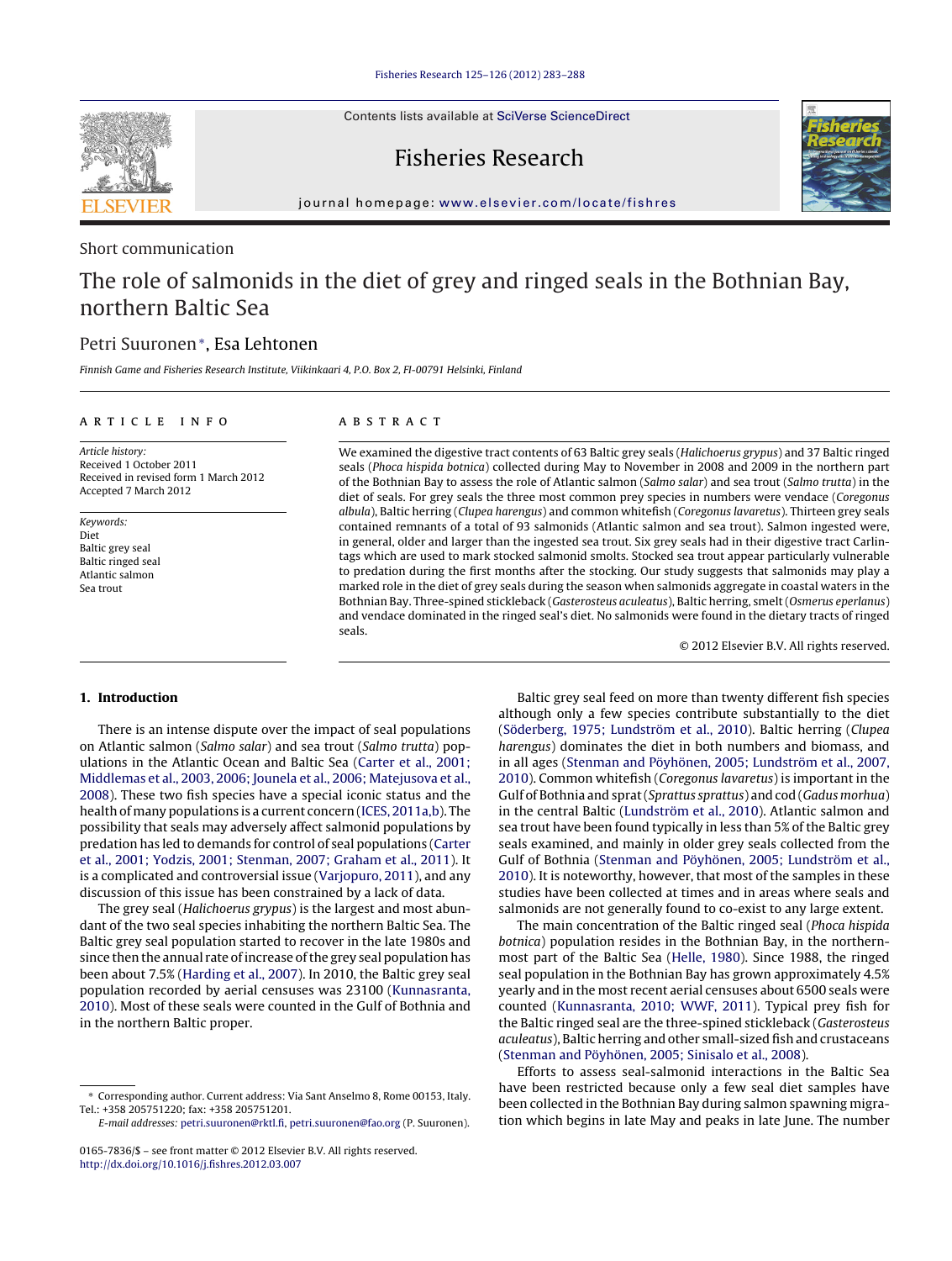Short communication

# The role of salmonids in the diet of grey and ringed seals in the Bothnian Bay, northern Baltic Sea

Petri Suuronen*, Esa Lehtonen

*Finnish Game and Fisheries Research Institute, Viikinkaari 4, P.O. Box 2, FI-00791 Helsinki, Finland*

## ARTICLE INFO

*Article history:*
Received 1 October 2011
Received in revised form 1 March 2012
Accepted 7 March 2012

*Keywords:*
Diet
Baltic grey seal
Baltic ringed seal
Atlantic salmon
Sea trout

## ABSTRACT

We examined the digestive tract contents of 63 Baltic grey seals (*Halichoerus grypus*) and 37 Baltic ringed seals (*Phoca hispida botnica*) collected during May to November in 2008 and 2009 in the northern part of the Bothnian Bay to assess the role of Atlantic salmon (*Salmo salar*) and sea trout (*Salmo trutta*) in the diet of seals. For grey seals the three most common prey species in numbers were vendace (*Coregonus albula*), Baltic herring (*Clupea harengus*) and common whitefish (*Coregonus lavaretus*). Thirteen grey seals contained remnants of a total of 93 salmonids (Atlantic salmon and sea trout). Salmon ingested were, in general, older and larger than the ingested sea trout. Six grey seals had in their digestive tract Carlin-tags which are used to mark stocked salmonid smolts. Stocked sea trout appear particularly vulnerable to predation during the first months after the stocking. Our study suggests that salmonids may play a marked role in the diet of grey seals during the season when salmonids aggregate in coastal waters in the Bothnian Bay. Three-spined stickleback (*Gasterosteus aculeatus*), Baltic herring, smelt (*Osmerus eperlanus*) and vendace dominated in the ringed seal's diet. No salmonids were found in the dietary tracts of ringed seals.

© 2012 Elsevier B.V. All rights reserved.

## 1. Introduction

There is an intense dispute over the impact of seal populations on Atlantic salmon (*Salmo salar*) and sea trout (*Salmo trutta*) populations in the Atlantic Ocean and Baltic Sea (Carter et al., 2001; Middlemas et al., 2003, 2006; Jounela et al., 2006; Matejusova et al., 2008). These two fish species have a special iconic status and the health of many populations is a current concern (ICES, 2011a,b). The possibility that seals may adversely affect salmonid populations by predation has led to demands for control of seal populations (Carter et al., 2001; Yodzis, 2001; Stenman, 2007; Graham et al., 2011). It is a complicated and controversial issue (Varjopuro, 2011), and any discussion of this issue has been constrained by a lack of data.

The grey seal (*Halichoerus grypus*) is the largest and most abundant of the two seal species inhabiting the northern Baltic Sea. The Baltic grey seal population started to recover in the late 1980s and since then the annual rate of increase of the grey seal population has been about 7.5% (Harding et al., 2007). In 2010, the Baltic grey seal population recorded by aerial censuses was 23100 (Kunnasranta, 2010). Most of these seals were counted in the Gulf of Bothnia and in the northern Baltic proper.

Baltic grey seal feed on more than twenty different fish species although only a few species contribute substantially to the diet (Söderberg, 1975; Lundström et al., 2010). Baltic herring (*Clupea harengus*) dominates the diet in both numbers and biomass, and in all ages (Stenman and Pöyhönen, 2005; Lundström et al., 2007, 2010). Common whitefish (*Coregonus lavaretus*) is important in the Gulf of Bothnia and sprat (*Sprattus sprattus*) and cod (*Gadus morhua*) in the central Baltic (Lundström et al., 2010). Atlantic salmon and sea trout have been found typically in less than 5% of the Baltic grey seals examined, and mainly in older grey seals collected from the Gulf of Bothnia (Stenman and Pöyhönen, 2005; Lundström et al., 2010). It is noteworthy, however, that most of the samples in these studies have been collected at times and in areas where seals and salmonids are not generally found to co-exist to any large extent.

The main concentration of the Baltic ringed seal (*Phoca hispida botnica*) population resides in the Bothnian Bay, in the northernmost part of the Baltic Sea (Helle, 1980). Since 1988, the ringed seal population in the Bothnian Bay has grown approximately 4.5% yearly and in the most recent aerial censuses about 6500 seals were counted (Kunnasranta, 2010; WWF, 2011). Typical prey fish for the Baltic ringed seal are the three-spined stickleback (*Gasterosteus aculeatus*), Baltic herring and other small-sized fish and crustaceans (Stenman and Pöyhönen, 2005; Sinisalo et al., 2008).

Efforts to assess seal-salmonid interactions in the Baltic Sea have been restricted because only a few seal diet samples have been collected in the Bothnian Bay during salmon spawning migration which begins in late May and peaks in late June. The number

---

* Corresponding author. Current address: Via Sant Anselmo 8, Rome 00153, Italy. Tel.: +358 205751220; fax: +358 205751201.
*E-mail addresses:* petri.suuronen@rktl.fi, petri.suuronen@fao.org (P. Suuronen).

0165-7836/$ – see front matter © 2012 Elsevier B.V. All rights reserved.
http://dx.doi.org/10.1016/j.fishres.2012.03.007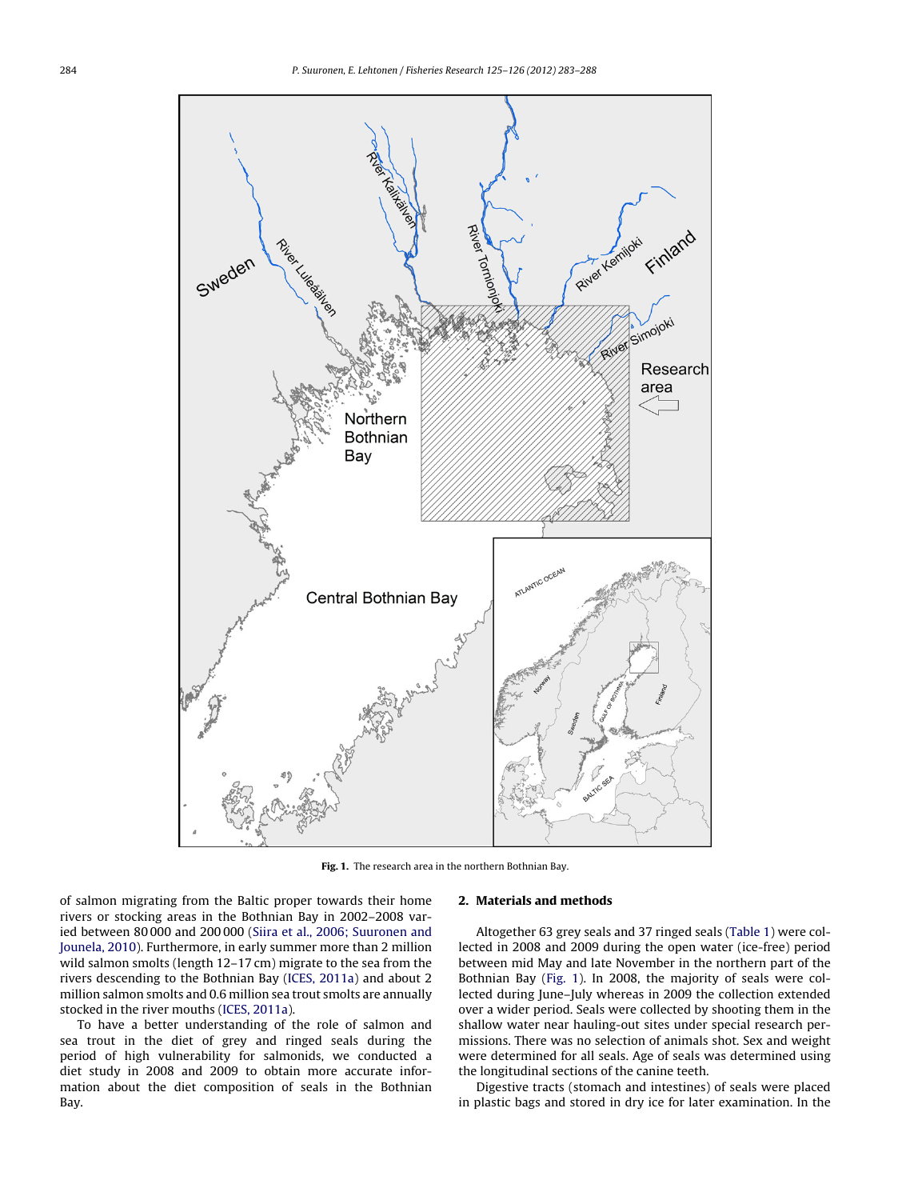Fig. 1. The research area in the northern Bothnian Bay.

of salmon migrating from the Baltic proper towards their home rivers or stocking areas in the Bothnian Bay in 2002–2008 varied between 80 000 and 200 000 (Siira et al., 2006; Suuronen and Jounela, 2010). Furthermore, in early summer more than 2 million wild salmon smolts (length 12–17 cm) migrate to the sea from the rivers descending to the Bothnian Bay (ICES, 2011a) and about 2 million salmon smolts and 0.6 million sea trout smolts are annually stocked in the river mouths (ICES, 2011a).

To have a better understanding of the role of salmon and sea trout in the diet of grey and ringed seals during the period of high vulnerability for salmonids, we conducted a diet study in 2008 and 2009 to obtain more accurate information about the diet composition of seals in the Bothnian Bay.

## 2. Materials and methods

Altogether 63 grey seals and 37 ringed seals (Table 1) were collected in 2008 and 2009 during the open water (ice-free) period between mid May and late November in the northern part of the Bothnian Bay (Fig. 1). In 2008, the majority of seals were collected during June–July whereas in 2009 the collection extended over a wider period. Seals were collected by shooting them in the shallow water near hauling-out sites under special research permissions. There was no selection of animals shot. Sex and weight were determined for all seals. Age of seals was determined using the longitudinal sections of the canine teeth.

Digestive tracts (stomach and intestines) of seals were placed in plastic bags and stored in dry ice for later examination. In the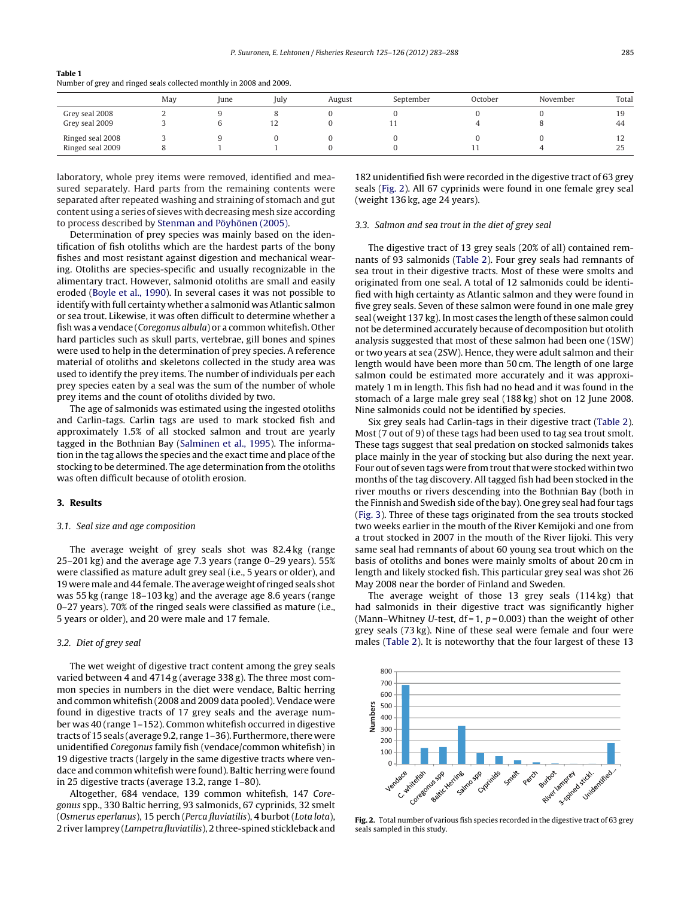**Table 1**
Number of grey and ringed seals collected monthly in 2008 and 2009.

| | May | June | July | August | September | October | November | Total |
|---|---|---|---|---|---|---|---|---|
| Grey seal 2008 | 2 | 9 | 8 | 0 | 0 | 0 | 0 | 19 |
| Grey seal 2009 | 3 | 6 | 12 | 0 | 11 | 4 | 8 | 44 |
| Ringed seal 2008 | 3 | 9 | 0 | 0 | 0 | 0 | 0 | 12 |
| Ringed seal 2009 | 8 | 1 | 1 | 0 | 0 | 11 | 4 | 25 |

laboratory, whole prey items were removed, identified and measured separately. Hard parts from the remaining contents were separated after repeated washing and straining of stomach and gut content using a series of sieves with decreasing mesh size according to process described by Stenman and Pöyhönen (2005).

Determination of prey species was mainly based on the identification of fish otoliths which are the hardest parts of the bony fishes and most resistant against digestion and mechanical wearing. Otoliths are species-specific and usually recognizable in the alimentary tract. However, salmonid otoliths are small and easily eroded (Boyle et al., 1990). In several cases it was not possible to identify with full certainty whether a salmonid was Atlantic salmon or sea trout. Likewise, it was often difficult to determine whether a fish was a vendace (*Coregonus albula*) or a common whitefish. Other hard particles such as skull parts, vertebrae, gill bones and spines were used to help in the determination of prey species. A reference material of otoliths and skeletons collected in the study area was used to identify the prey items. The number of individuals per each prey species eaten by a seal was the sum of the number of whole prey items and the count of otoliths divided by two.

The age of salmonids was estimated using the ingested otoliths and Carlin-tags. Carlin tags are used to mark stocked fish and approximately 1.5% of all stocked salmon and trout are yearly tagged in the Bothnian Bay (Salminen et al., 1995). The information in the tag allows the species and the exact time and place of the stocking to be determined. The age determination from the otoliths was often difficult because of otolith erosion.

## 3. Results

### 3.1. Seal size and age composition

The average weight of grey seals shot was 82.4 kg (range 25–201 kg) and the average age 7.3 years (range 0–29 years). 55% were classified as mature adult grey seal (i.e., 5 years or older), and 19 were male and 44 female. The average weight of ringed seals shot was 55 kg (range 18–103 kg) and the average age 8.6 years (range 0–27 years). 70% of the ringed seals were classified as mature (i.e., 5 years or older), and 20 were male and 17 female.

### 3.2. Diet of grey seal

The wet weight of digestive tract content among the grey seals varied between 4 and 4714 g (average 338 g). The three most common species in numbers in the diet were vendace, Baltic herring and common whitefish (2008 and 2009 data pooled). Vendace were found in digestive tracts of 17 grey seals and the average number was 40 (range 1–152). Common whitefish occurred in digestive tracts of 15 seals (average 9.2, range 1–36). Furthermore, there were unidentified *Coregonus* family fish (vendace/common whitefish) in 19 digestive tracts (largely in the same digestive tracts where vendace and common whitefish were found). Baltic herring were found in 25 digestive tracts (average 13.2, range 1–80).

Altogether, 684 vendace, 139 common whitefish, 147 *Coregonus* spp., 330 Baltic herring, 93 salmonids, 67 cyprinids, 32 smelt (*Osmerus eperlanus*), 15 perch (*Perca fluviatilis*), 4 burbot (*Lota lota*), 2 river lamprey (*Lampetra fluviatilis*), 2 three-spined stickleback and 182 unidentified fish were recorded in the digestive tract of 63 grey seals (Fig. 2). All 67 cyprinids were found in one female grey seal (weight 136 kg, age 24 years).

### 3.3. Salmon and sea trout in the diet of grey seal

The digestive tract of 13 grey seals (20% of all) contained remnants of 93 salmonids (Table 2). Four grey seals had remnants of sea trout in their digestive tracts. Most of these were smolts and originated from one seal. A total of 12 salmonids could be identified with high certainty as Atlantic salmon and they were found in five grey seals. Seven of these salmon were found in one male grey seal (weight 137 kg). In most cases the length of these salmon could not be determined accurately because of decomposition but otolith analysis suggested that most of these salmon had been one (1SW) or two years at sea (2SW). Hence, they were adult salmon and their length would have been more than 50 cm. The length of one large salmon could be estimated more accurately and it was approximately 1 m in length. This fish had no head and it was found in the stomach of a large male grey seal (188 kg) shot on 12 June 2008. Nine salmonids could not be identified by species.

Six grey seals had Carlin-tags in their digestive tract (Table 2). Most (7 out of 9) of these tags had been used to tag sea trout smolt. These tags suggest that seal predation on stocked salmonids takes place mainly in the year of stocking but also during the next year. Four out of seven tags were from trout that were stocked within two months of the tag discovery. All tagged fish had been stocked in the river mouths or rivers descending into the Bothnian Bay (both in the Finnish and Swedish side of the bay). One grey seal had four tags (Fig. 3). Three of these tags originated from the sea trouts stocked two weeks earlier in the mouth of the River Kemijoki and one from a trout stocked in 2007 in the mouth of the River Iijoki. This very same seal had remnants of about 60 young sea trout which on the basis of otoliths and bones were mainly smolts of about 20 cm in length and likely stocked fish. This particular grey seal was shot 26 May 2008 near the border of Finland and Sweden.

The average weight of those 13 grey seals (114 kg) that had salmonids in their digestive tract was significantly higher (Mann–Whitney *U*-test, df = 1, $p = 0.003$) than the weight of other grey seals (73 kg). Nine of these seal were female and four were males (Table 2). It is noteworthy that the four largest of these 13

**Fig. 2.** Total number of various fish species recorded in the digestive tract of 63 grey seals sampled in this study.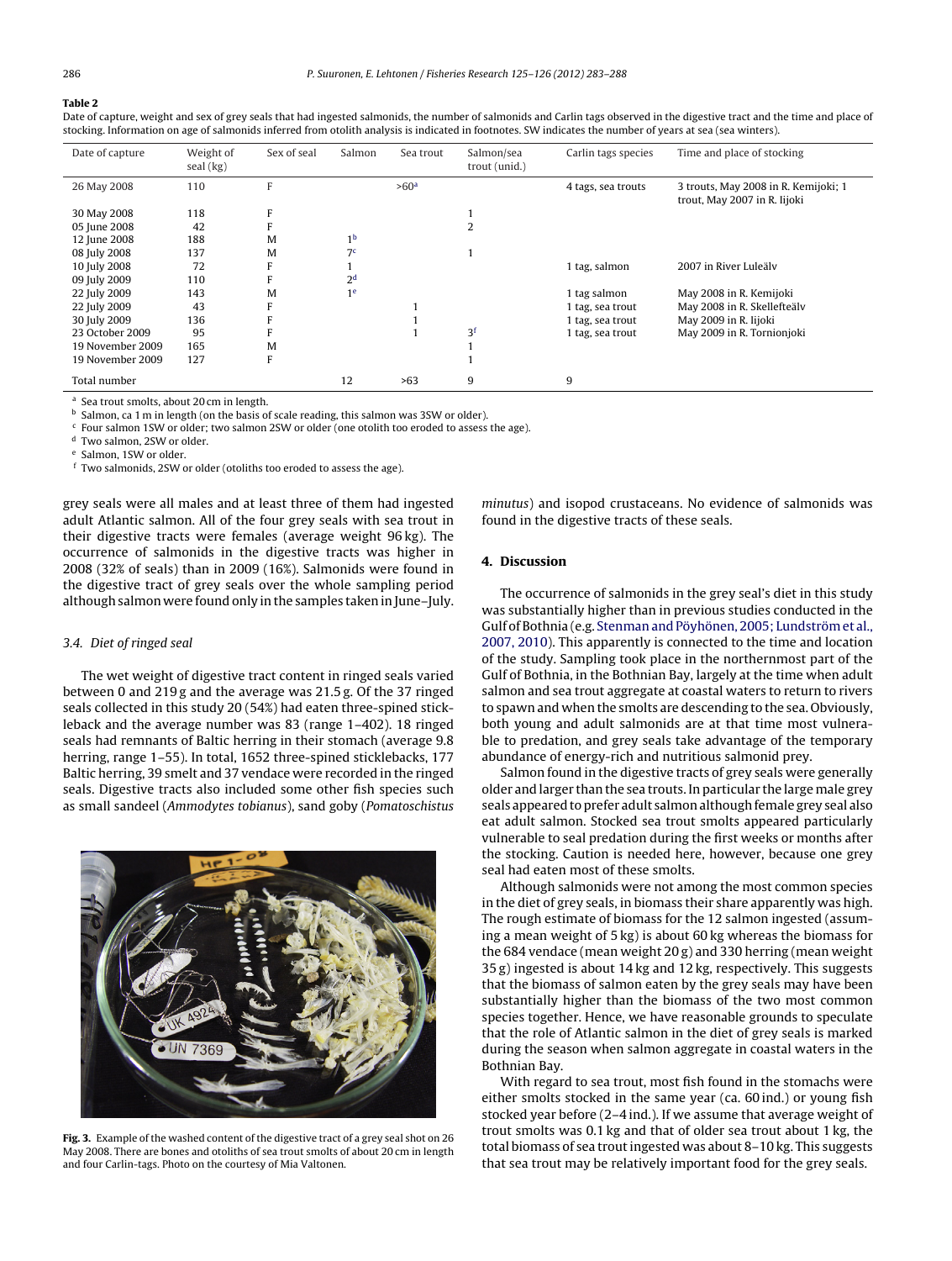**Table 2**
Date of capture, weight and sex of grey seals that had ingested salmonids, the number of salmonids and Carlin tags observed in the digestive tract and the time and place of stocking. Information on age of salmonids inferred from otolith analysis is indicated in footnotes. SW indicates the number of years at sea (sea winters).

| Date of capture | Weight of seal (kg) | Sex of seal | Salmon | Sea trout | Salmon/sea trout (unid.) | Carlin tags species | Time and place of stocking |
|---|---|---|---|---|---|---|---|
| 26 May 2008 | 110 | F | | >60[a] | | 4 tags, sea trouts | 3 trouts, May 2008 in R. Kemijoki; 1 trout, May 2007 in R. Iijoki |
| 30 May 2008 | 118 | F | | | 1 | | |
| 05 June 2008 | 42 | F | | | 2 | | |
| 12 June 2008 | 188 | M | 1[b] | | | | |
| 08 July 2008 | 137 | M | 7[c] | | 1 | | |
| 10 July 2008 | 72 | F | 1 | | | 1 tag, salmon | 2007 in River Luleälv |
| 09 July 2009 | 110 | F | 2[d] | | | | |
| 22 July 2009 | 143 | M | 1[e] | | | 1 tag salmon | May 2008 in R. Kemijoki |
| 22 July 2009 | 43 | F | | 1 | | 1 tag, sea trout | May 2008 in R. Skellefteälv |
| 30 July 2009 | 136 | F | | 1 | | 1 tag, sea trout | May 2009 in R. Iijoki |
| 23 October 2009 | 95 | F | | 1 | 3[f] | 1 tag, sea trout | May 2009 in R. Tornionjoki |
| 19 November 2009 | 165 | M | | | 1 | | |
| 19 November 2009 | 127 | F | | | 1 | | |
| Total number | | | 12 | >63 | 9 | 9 | |

[a] Sea trout smolts, about 20 cm in length.
[b] Salmon, ca 1 m in length (on the basis of scale reading, this salmon was 3SW or older).
[c] Four salmon 1SW or older; two salmon 2SW or older (one otolith too eroded to assess the age).
[d] Two salmon, 2SW or older.
[e] Salmon, 1SW or older.
[f] Two salmonids, 2SW or older (otoliths too eroded to assess the age).

grey seals were all males and at least three of them had ingested adult Atlantic salmon. All of the four grey seals with sea trout in their digestive tracts were females (average weight 96 kg). The occurrence of salmonids in the digestive tracts was higher in 2008 (32% of seals) than in 2009 (16%). Salmonids were found in the digestive tract of grey seals over the whole sampling period although salmon were found only in the samples taken in June–July.

### 3.4. Diet of ringed seal

The wet weight of digestive tract content in ringed seals varied between 0 and 219 g and the average was 21.5 g. Of the 37 ringed seals collected in this study 20 (54%) had eaten three-spined stickleback and the average number was 83 (range 1–402). 18 ringed seals had remnants of Baltic herring in their stomach (average 9.8 herring, range 1–55). In total, 1652 three-spined sticklebacks, 177 Baltic herring, 39 smelt and 37 vendace were recorded in the ringed seals. Digestive tracts also included some other fish species such as small sandeel (*Ammodytes tobianus*), sand goby (*Pomatoschistus minutus*) and isopod crustaceans. No evidence of salmonids was found in the digestive tracts of these seals.

**Fig. 3.** Example of the washed content of the digestive tract of a grey seal shot on 26 May 2008. There are bones and otoliths of sea trout smolts of about 20 cm in length and four Carlin-tags. Photo on the courtesy of Mia Valtonen.

## 4. Discussion

The occurrence of salmonids in the grey seal's diet in this study was substantially higher than in previous studies conducted in the Gulf of Bothnia (e.g. Stenman and Pöyhönen, 2005; Lundström et al., 2007, 2010). This apparently is connected to the time and location of the study. Sampling took place in the northernmost part of the Gulf of Bothnia, in the Bothnian Bay, largely at the time when adult salmon and sea trout aggregate at coastal waters to return to rivers to spawn and when the smolts are descending to the sea. Obviously, both young and adult salmonids are at that time most vulnerable to predation, and grey seals take advantage of the temporary abundance of energy-rich and nutritious salmonid prey.

Salmon found in the digestive tracts of grey seals were generally older and larger than the sea trouts. In particular the large male grey seals appeared to prefer adult salmon although female grey seal also eat adult salmon. Stocked sea trout smolts appeared particularly vulnerable to seal predation during the first weeks or months after the stocking. Caution is needed here, however, because one grey seal had eaten most of these smolts.

Although salmonids were not among the most common species in the diet of grey seals, in biomass their share apparently was high. The rough estimate of biomass for the 12 salmon ingested (assuming a mean weight of 5 kg) is about 60 kg whereas the biomass for the 684 vendace (mean weight 20 g) and 330 herring (mean weight 35 g) ingested is about 14 kg and 12 kg, respectively. This suggests that the biomass of salmon eaten by the grey seals may have been substantially higher than the biomass of the two most common species together. Hence, we have reasonable grounds to speculate that the role of Atlantic salmon in the diet of grey seals is marked during the season when salmon aggregate in coastal waters in the Bothnian Bay.

With regard to sea trout, most fish found in the stomachs were either smolts stocked in the same year (ca. 60 ind.) or young fish stocked year before (2–4 ind.). If we assume that average weight of trout smolts was 0.1 kg and that of older sea trout about 1 kg, the total biomass of sea trout ingested was about 8–10 kg. This suggests that sea trout may be relatively important food for the grey seals.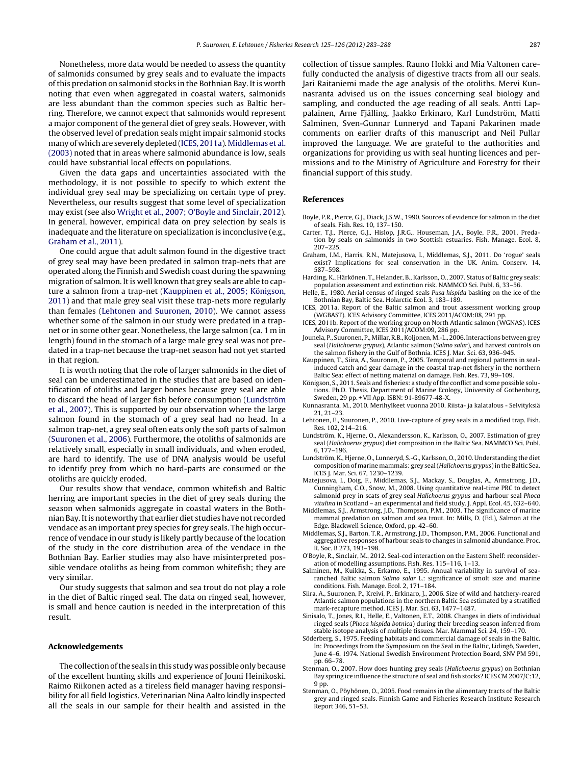Nonetheless, more data would be needed to assess the quantity of salmonids consumed by grey seals and to evaluate the impacts of this predation on salmonid stocks in the Bothnian Bay. It is worth noting that even when aggregated in coastal waters, salmonids are less abundant than the common species such as Baltic herring. Therefore, we cannot expect that salmonids would represent a major component of the general diet of grey seals. However, with the observed level of predation seals might impair salmonid stocks many of which are severely depleted (ICES, 2011a). Middlemas et al. (2003) noted that in areas where salmonid abundance is low, seals could have substantial local effects on populations.

Given the data gaps and uncertainties associated with the methodology, it is not possible to specify to which extent the individual grey seal may be specializing on certain type of prey. Nevertheless, our results suggest that some level of specialization may exist (see also Wright et al., 2007; O'Boyle and Sinclair, 2012). In general, however, empirical data on prey selection by seals is inadequate and the literature on specialization is inconclusive (e.g., Graham et al., 2011).

One could argue that adult salmon found in the digestive tract of grey seal may have been predated in salmon trap-nets that are operated along the Finnish and Swedish coast during the spawning migration of salmon. It is well known that grey seals are able to capture a salmon from a trap-net (Kauppinen et al., 2005; Königson, 2011) and that male grey seal visit these trap-nets more regularly than females (Lehtonen and Suuronen, 2010). We cannot assess whether some of the salmon in our study were predated in a trap-net or in some other gear. Nonetheless, the large salmon (ca. 1 m in length) found in the stomach of a large male grey seal was not predated in a trap-net because the trap-net season had not yet started in that region.

It is worth noting that the role of larger salmonids in the diet of seal can be underestimated in the studies that are based on identification of otoliths and larger bones because grey seal are able to discard the head of larger fish before consumption (Lundström et al., 2007). This is supported by our observation where the large salmon found in the stomach of a grey seal had no head. In a salmon trap-net, a grey seal often eats only the soft parts of salmon (Suuronen et al., 2006). Furthermore, the otoliths of salmonids are relatively small, especially in small individuals, and when eroded, are hard to identify. The use of DNA analysis would be useful to identify prey from which no hard-parts are consumed or the otoliths are quickly eroded.

Our results show that vendace, common whitefish and Baltic herring are important species in the diet of grey seals during the season when salmonids aggregate in coastal waters in the Bothnian Bay. It is noteworthy that earlier diet studies have not recorded vendace as an important prey species for grey seals. The high occurrence of vendace in our study is likely partly because of the location of the study in the core distribution area of the vendace in the Bothnian Bay. Earlier studies may also have misinterpreted possible vendace otoliths as being from common whitefish; they are very similar.

Our study suggests that salmon and sea trout do not play a role in the diet of Baltic ringed seal. The data on ringed seal, however, is small and hence caution is needed in the interpretation of this result.

## Acknowledgements

The collection of the seals in this study was possible only because of the excellent hunting skills and experience of Jouni Heinikoski. Raimo Riikonen acted as a tireless field manager having responsibility for all field logistics. Veterinarian Nina Aalto kindly inspected all the seals in our sample for their health and assisted in the collection of tissue samples. Rauno Hokki and Mia Valtonen carefully conducted the analysis of digestive tracts from all our seals. Jari Raitaniemi made the age analysis of the otoliths. Mervi Kunnasranta advised us on the issues concerning seal biology and sampling, and conducted the age reading of all seals. Antti Lappalainen, Arne Fjälling, Jaakko Erkinaro, Karl Lundström, Matti Salminen, Sven-Gunnar Lunneryd and Tapani Pakarinen made comments on earlier drafts of this manuscript and Neil Pullar improved the language. We are grateful to the authorities and organizations for providing us with seal hunting licences and permissions and to the Ministry of Agriculture and Forestry for their financial support of this study.

## References

Boyle, P.R., Pierce, G.J., Diack, J.S.W., 1990. Sources of evidence for salmon in the diet of seals. Fish. Res. 10, 137–150.

Carter, T.J., Pierce, G.J., Hislop, J.R.G., Houseman, J.A., Boyle, P.R., 2001. Predation by seals on salmonids in two Scottish estuaries. Fish. Manage. Ecol. 8, 207–225.

Graham, I.M., Harris, R.N., Matejusova, I., Middlemas, S.J., 2011. Do 'rogue' seals exist? Implications for seal conservation in the UK. Anim. Conserv. 14, 587–598.

Harding, K., Härkönen, T., Helander, B., Karlsson, O., 2007. Status of Baltic grey seals: population assessment and extinction risk. NAMMCO Sci. Publ. 6, 33–56.

Helle, E., 1980. Aerial census of ringed seals *Pusa hispida* basking on the ice of the Bothnian Bay, Baltic Sea. Holarctic Ecol. 3, 183–189.

ICES, 2011a. Report of the Baltic salmon and trout assessment working group (WGBAST). ICES Advisory Committee, ICES 2011/ACOM:08, 291 pp.

ICES, 2011b. Report of the working group on North Atlantic salmon (WGNAS). ICES Advisory Committee, ICES 2011/ACOM:09, 286 pp.

Jounela, P., Suuronen, P., Millar, R.B., Koljonen, M.-L., 2006. Interactions between grey seal (*Halichoerus grypus*), Atlantic salmon (*Salmo salar*), and harvest controls on the salmon fishery in the Gulf of Bothnia. ICES J. Mar. Sci. 63, 936–945.

Kauppinen, T., Siira, A., Suuronen, P., 2005. Temporal and regional patterns in seal-induced catch and gear damage in the coastal trap-net fishery in the northern Baltic Sea: effect of netting material on damage. Fish. Res. 73, 99–109.

Königson, S., 2011. Seals and fisheries: a study of the conflict and some possible solutions. Ph.D. Thesis. Department of Marine Ecology, University of Gothenburg, Sweden, 29 pp. + VII App. ISBN: 91-89677-48-X.

Kunnasranta, M., 2010. Merihylkeet vuonna 2010. Riista- ja kalatalous - Selvityksiä 21, 21–23.

Lehtonen, E., Suuronen, P., 2010. Live-capture of grey seals in a modified trap. Fish. Res. 102, 214–216.

Lundström, K., Hjerne, O., Alexandersson, K., Karlsson, O., 2007. Estimation of grey seal (*Halichoerus grypus*) diet composition in the Baltic Sea. NAMMCO Sci. Publ. 6, 177–196.

Lundström, K., Hjerne, O., Lunneryd, S.-G., Karlsson, O., 2010. Understanding the diet composition of marine mammals: grey seal (*Halichoerus grypus*) in the Baltic Sea. ICES J. Mar. Sci. 67, 1230–1239.

Matejusova, I., Doig, F., Middlemas, S.J., Mackay, S., Douglas, A., Armstrong, J.D., Cunningham, C.O., Snow, M., 2008. Using quantitative real-time PRC to detect salmonid prey in scats of grey seal *Halichoerus grypus* and harbour seal *Phoca vitulina* in Scotland – an experimental and field study. J. Appl. Ecol. 45, 632–640.

Middlemas, S.J., Armstrong, J.D., Thompson, P.M., 2003. The significance of marine mammal predation on salmon and sea trout. In: Mills, D. (Ed.), Salmon at the Edge. Blackwell Science, Oxford, pp. 42–60.

Middlemas, S.J., Barton, T.R., Armstrong, J.D., Thompson, P.M., 2006. Functional and aggregative responses of harbour seals to changes in salmonid abundance. Proc. R. Soc. B 273, 193–198.

O'Boyle, R., Sinclair, M., 2012. Seal-cod interaction on the Eastern Shelf: reconsideration of modelling assumptions. Fish. Res. 115–116, 1–13.

Salminen, M., Kuikka, S., Erkamo, E., 1995. Annual variability in survival of sea-ranched Baltic salmon *Salmo salar* L.: significance of smolt size and marine conditions. Fish. Manage. Ecol. 2, 171–184.

Siira, A., Suuronen, P., Kreivi, P., Erkinaro, J., 2006. Size of wild and hatchery-reared Atlantic salmon populations in the northern Baltic Sea estimated by a stratified mark-recapture method. ICES J. Mar. Sci. 63, 1477–1487.

Sinisalo, T., Jones, R.I., Helle, E., Valtonen, E.T., 2008. Changes in diets of individual ringed seals (*Phoca hispida botnica*) during their breeding season inferred from stable isotope analysis of multiple tissues. Mar. Mammal Sci. 24, 159–170.

Söderberg, S., 1975. Feeding habitats and commercial damage of seals in the Baltic. In: Proceedings from the Symposium on the Seal in the Baltic, Lidingö, Sweden, June 4–6, 1974. National Swedish Environment Protection Board, SNV PM 591, pp. 66–78.

Stenman, O., 2007. How does hunting grey seals (*Halichoerus grypus*) on Bothnian Bay spring ice influence the structure of seal and fish stocks? ICES CM 2007/C:12, 9 pp.

Stenman, O., Pöyhönen, O., 2005. Food remains in the alimentary tracts of the Baltic grey and ringed seals. Finnish Game and Fisheries Research Institute Research Report 346, 51–53.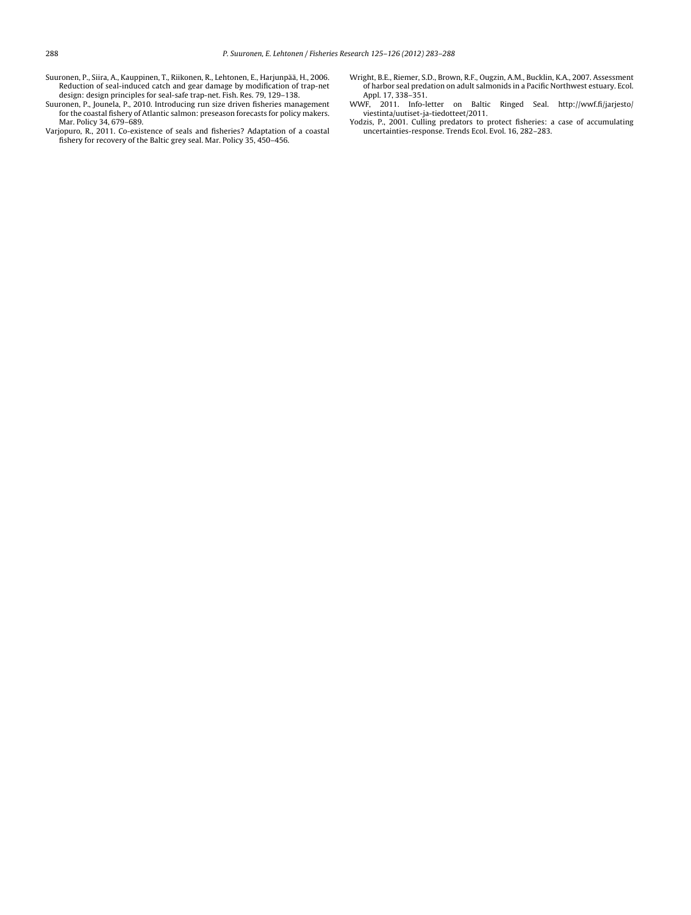Suuronen, P., Siira, A., Kauppinen, T., Riikonen, R., Lehtonen, E., Harjunpää, H., 2006. Reduction of seal-induced catch and gear damage by modification of trap-net design: design principles for seal-safe trap-net. Fish. Res. 79, 129–138.

Suuronen, P., Jounela, P., 2010. Introducing run size driven fisheries management for the coastal fishery of Atlantic salmon: preseason forecasts for policy makers. Mar. Policy 34, 679–689.

Varjopuro, R., 2011. Co-existence of seals and fisheries? Adaptation of a coastal fishery for recovery of the Baltic grey seal. Mar. Policy 35, 450–456.

Wright, B.E., Riemer, S.D., Brown, R.F., Ougzin, A.M., Bucklin, K.A., 2007. Assessment of harbor seal predation on adult salmonids in a Pacific Northwest estuary. Ecol. Appl. 17, 338–351.

WWF, 2011. Info-letter on Baltic Ringed Seal. http://wwf.fi/jarjesto/viestinta/uutiset-ja-tiedotteet/2011.

Yodzis, P., 2001. Culling predators to protect fisheries: a case of accumulating uncertainties-response. Trends Ecol. Evol. 16, 282–283.